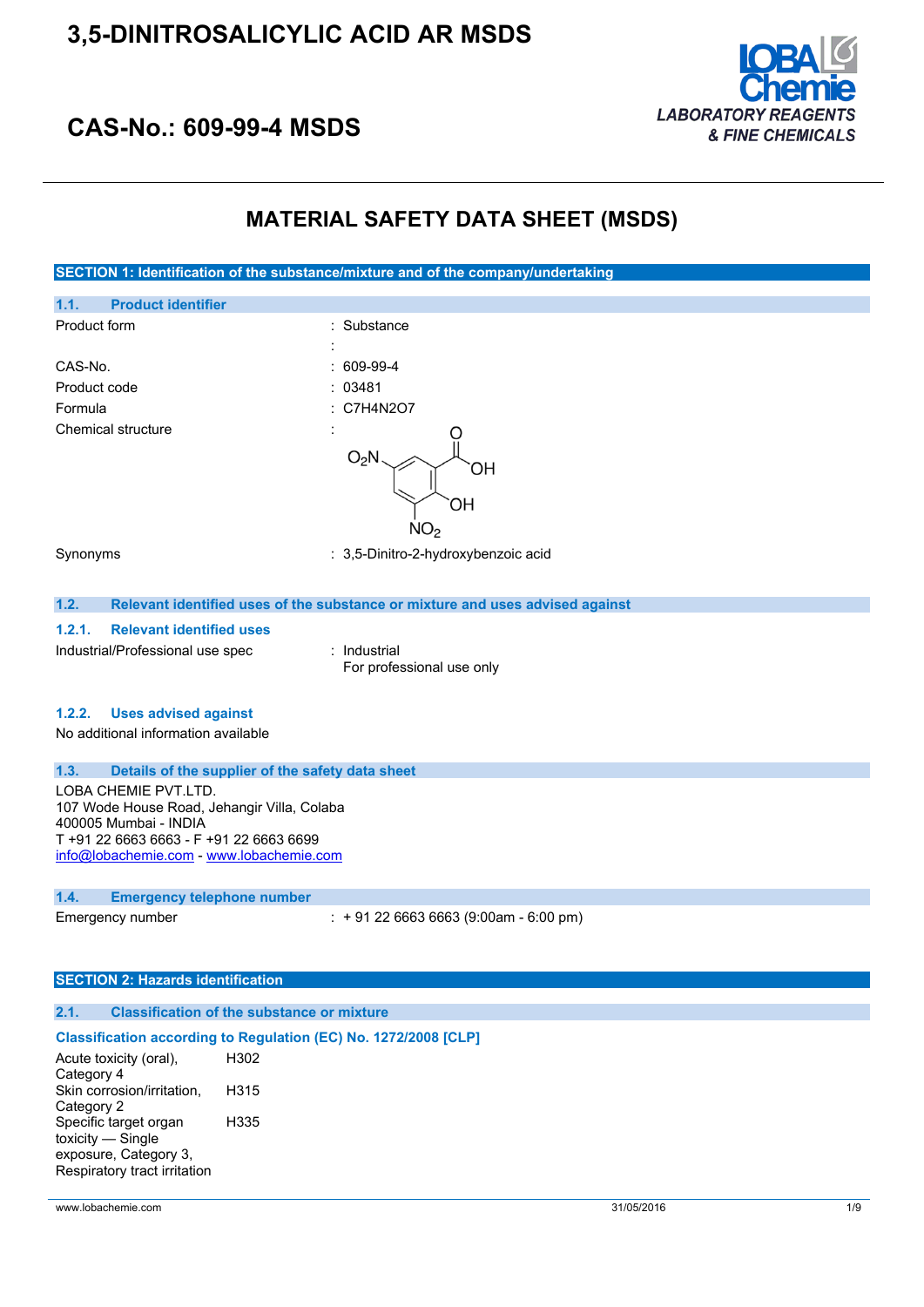# 3,5-DINITROSALICYLIC ACID AR MSDS

## CAS-No.: 609-99-4 MSDS

LOBA Chemie
*LABORATORY REAGENTS & FINE CHEMICALS*

# MATERIAL SAFETY DATA SHEET (MSDS)

## SECTION 1: Identification of the substance/mixture and of the company/undertaking

### 1.1. Product identifier

| | |
|---|---|
| Product form | : Substance |
| | : |
| CAS-No. | : 609-99-4 |
| Product code | : 03481 |
| Formula | : C7H4N2O7 |
| Chemical structure | : |
| Synonyms | : 3,5-Dinitro-2-hydroxybenzoic acid |

### 1.2. Relevant identified uses of the substance or mixture and uses advised against

#### 1.2.1. Relevant identified uses

Industrial/Professional use spec : Industrial
For professional use only

#### 1.2.2. Uses advised against

No additional information available

### 1.3. Details of the supplier of the safety data sheet

LOBA CHEMIE PVT.LTD.
107 Wode House Road, Jehangir Villa, Colaba
400005 Mumbai - INDIA
T +91 22 6663 6663 - F +91 22 6663 6699
info@lobachemie.com - www.lobachemie.com

### 1.4. Emergency telephone number

Emergency number : + 91 22 6663 6663 (9:00am - 6:00 pm)

## SECTION 2: Hazards identification

### 2.1. Classification of the substance or mixture

**Classification according to Regulation (EC) No. 1272/2008 [CLP]**

| | |
|---|---|
| Acute toxicity (oral), Category 4 | H302 |
| Skin corrosion/irritation, Category 2 | H315 |
| Specific target organ toxicity — Single exposure, Category 3, Respiratory tract irritation | H335 |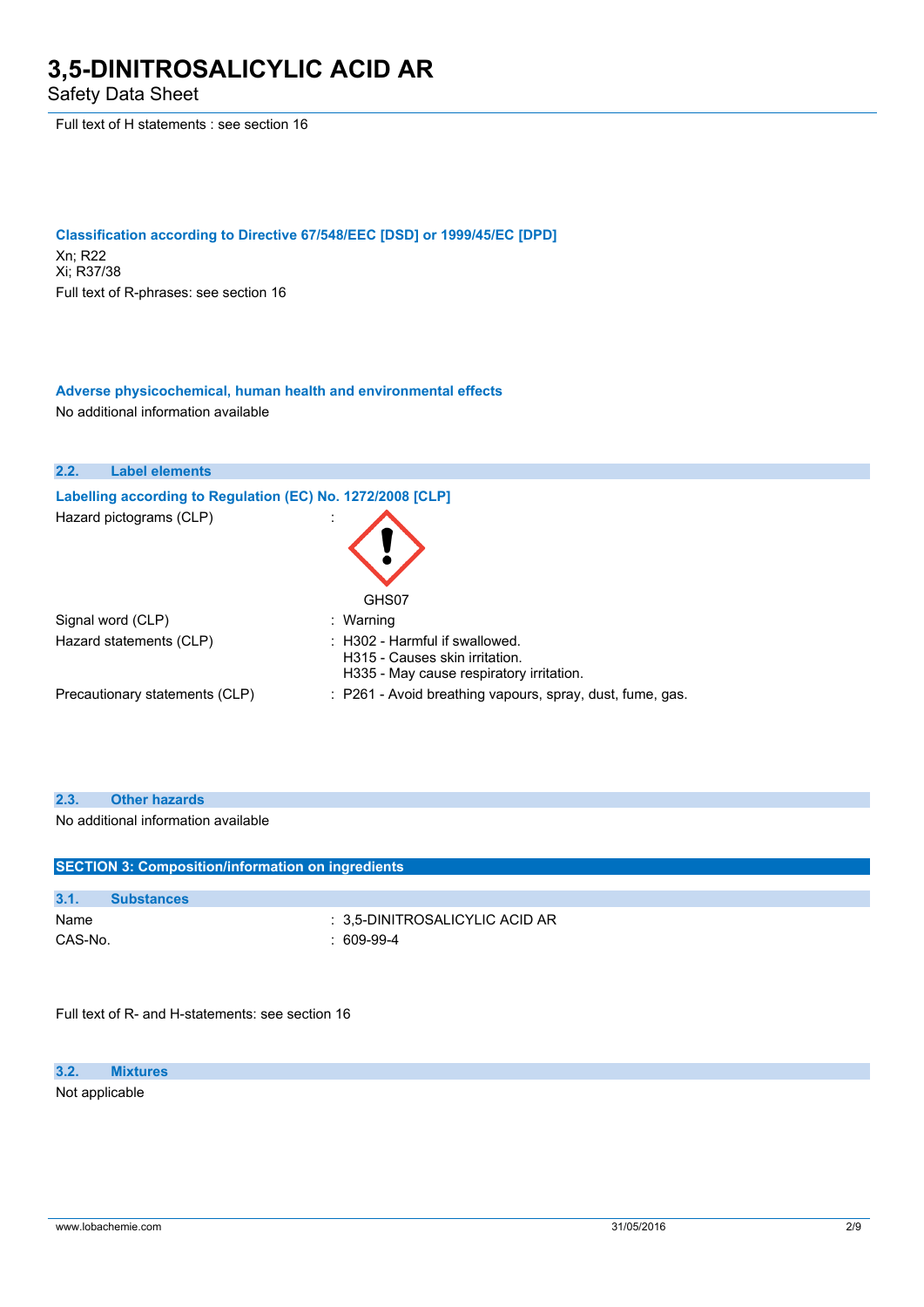Full text of H statements : see section 16

**Classification according to Directive 67/548/EEC [DSD] or 1999/45/EC [DPD]**

Xn; R22
Xi; R37/38
Full text of R-phrases: see section 16

**Adverse physicochemical, human health and environmental effects**

No additional information available

### 2.2. Label elements

**Labelling according to Regulation (EC) No. 1272/2008 [CLP]**

Hazard pictograms (CLP) :

GHS07

Signal word (CLP) : Warning

Hazard statements (CLP) : H302 - Harmful if swallowed.
H315 - Causes skin irritation.
H335 - May cause respiratory irritation.

Precautionary statements (CLP) : P261 - Avoid breathing vapours, spray, dust, fume, gas.

### 2.3. Other hazards

No additional information available

## SECTION 3: Composition/information on ingredients

### 3.1. Substances

Name : 3,5-DINITROSALICYLIC ACID AR
CAS-No. : 609-99-4

Full text of R- and H-statements: see section 16

### 3.2. Mixtures

Not applicable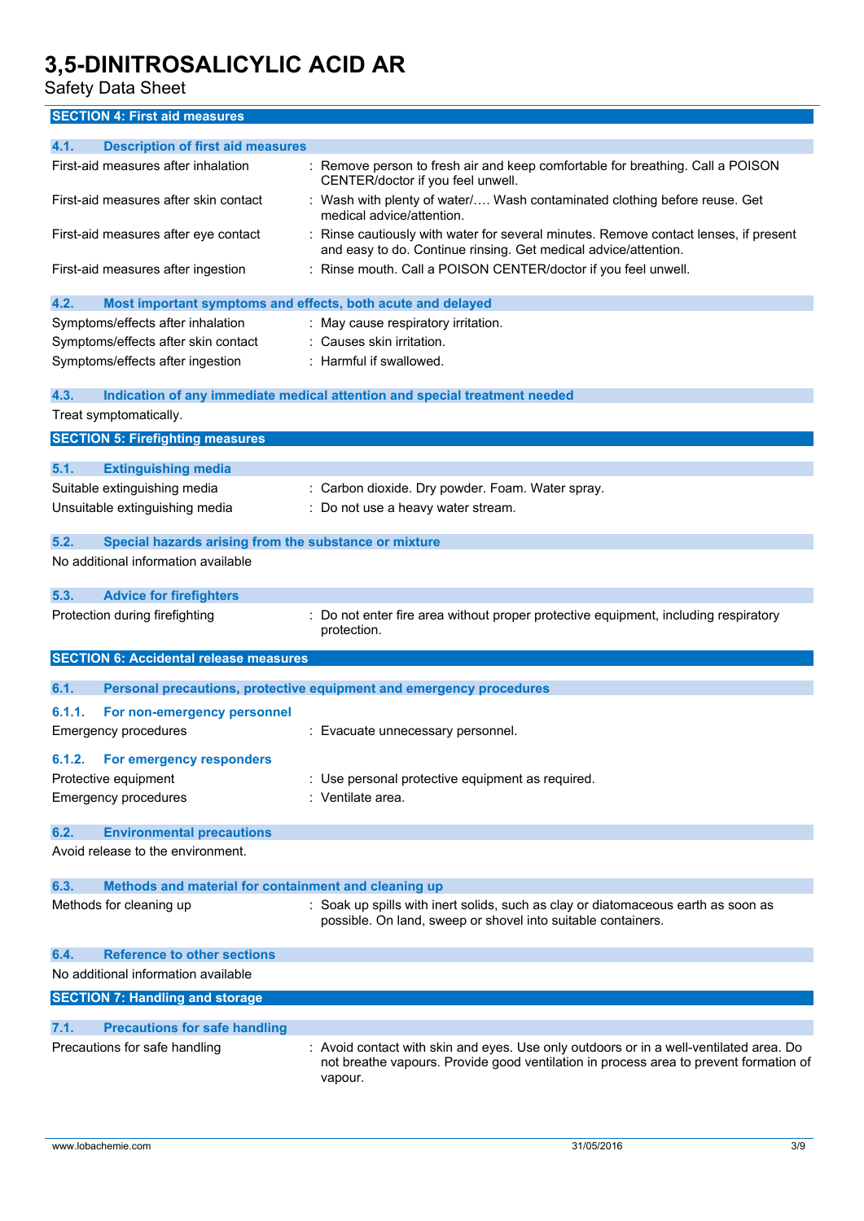## SECTION 4: First aid measures

### 4.1. Description of first aid measures

| | |
|---|---|
| First-aid measures after inhalation | : Remove person to fresh air and keep comfortable for breathing. Call a POISON CENTER/doctor if you feel unwell. |
| First-aid measures after skin contact | : Wash with plenty of water/…. Wash contaminated clothing before reuse. Get medical advice/attention. |
| First-aid measures after eye contact | : Rinse cautiously with water for several minutes. Remove contact lenses, if present and easy to do. Continue rinsing. Get medical advice/attention. |
| First-aid measures after ingestion | : Rinse mouth. Call a POISON CENTER/doctor if you feel unwell. |

### 4.2. Most important symptoms and effects, both acute and delayed

| | |
|---|---|
| Symptoms/effects after inhalation | : May cause respiratory irritation. |
| Symptoms/effects after skin contact | : Causes skin irritation. |
| Symptoms/effects after ingestion | : Harmful if swallowed. |

### 4.3. Indication of any immediate medical attention and special treatment needed

Treat symptomatically.

## SECTION 5: Firefighting measures

### 5.1. Extinguishing media

| | |
|---|---|
| Suitable extinguishing media | : Carbon dioxide. Dry powder. Foam. Water spray. |
| Unsuitable extinguishing media | : Do not use a heavy water stream. |

### 5.2. Special hazards arising from the substance or mixture

No additional information available

### 5.3. Advice for firefighters

| | |
|---|---|
| Protection during firefighting | : Do not enter fire area without proper protective equipment, including respiratory protection. |

## SECTION 6: Accidental release measures

### 6.1. Personal precautions, protective equipment and emergency procedures

#### 6.1.1. For non-emergency personnel

| | |
|---|---|
| Emergency procedures | : Evacuate unnecessary personnel. |

#### 6.1.2. For emergency responders

| | |
|---|---|
| Protective equipment | : Use personal protective equipment as required. |
| Emergency procedures | : Ventilate area. |

### 6.2. Environmental precautions

Avoid release to the environment.

### 6.3. Methods and material for containment and cleaning up

| | |
|---|---|
| Methods for cleaning up | : Soak up spills with inert solids, such as clay or diatomaceous earth as soon as possible. On land, sweep or shovel into suitable containers. |

### 6.4. Reference to other sections

No additional information available

## SECTION 7: Handling and storage

### 7.1. Precautions for safe handling

| | |
|---|---|
| Precautions for safe handling | : Avoid contact with skin and eyes. Use only outdoors or in a well-ventilated area. Do not breathe vapours. Provide good ventilation in process area to prevent formation of vapour. |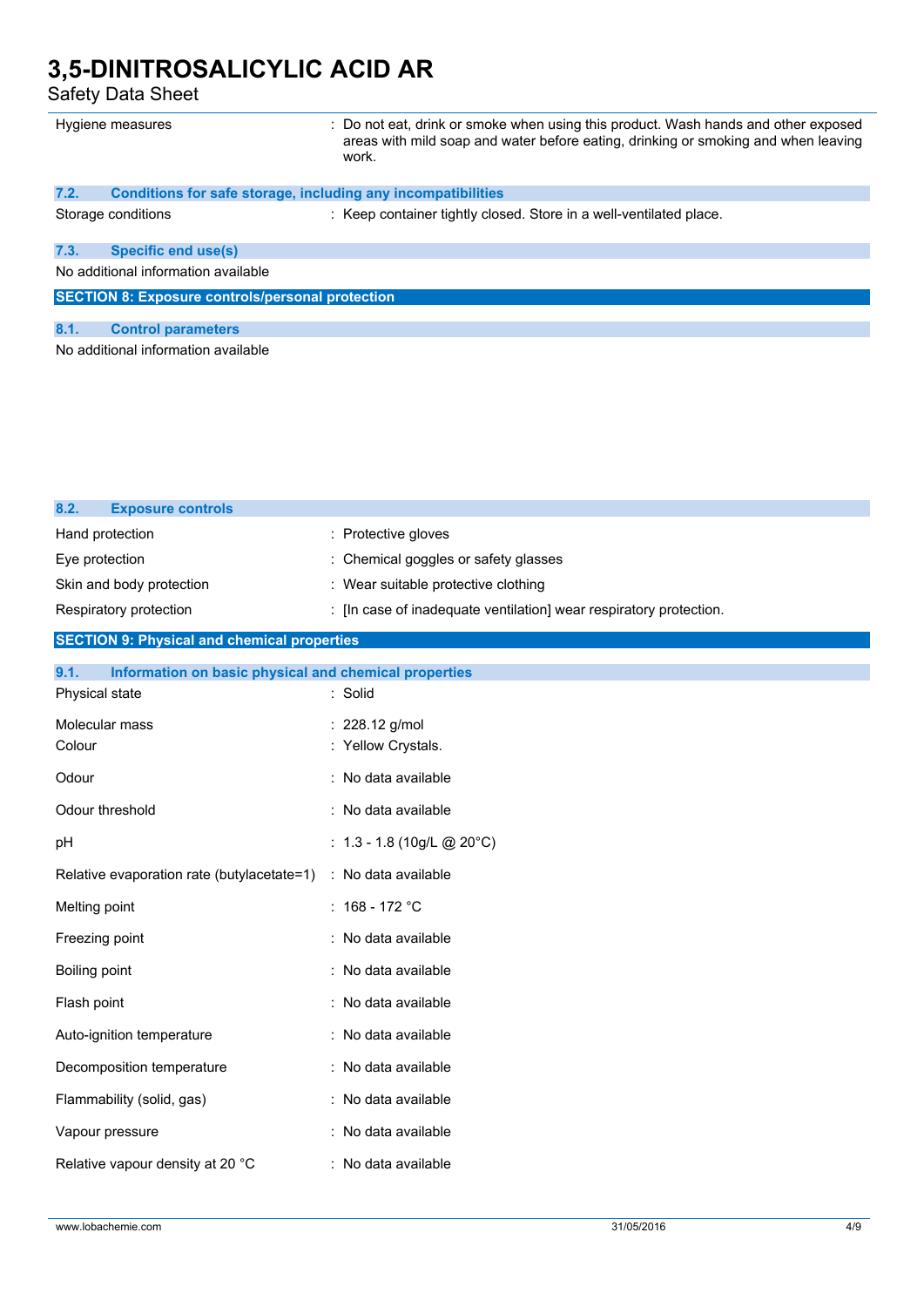| | |
|---|---|
| Hygiene measures | : Do not eat, drink or smoke when using this product. Wash hands and other exposed areas with mild soap and water before eating, drinking or smoking and when leaving work. |

### 7.2. Conditions for safe storage, including any incompatibilities

| | |
|---|---|
| Storage conditions | : Keep container tightly closed. Store in a well-ventilated place. |

### 7.3. Specific end use(s)

No additional information available

## SECTION 8: Exposure controls/personal protection

### 8.1. Control parameters

No additional information available

### 8.2. Exposure controls

| | |
|---|---|
| Hand protection | : Protective gloves |
| Eye protection | : Chemical goggles or safety glasses |
| Skin and body protection | : Wear suitable protective clothing |
| Respiratory protection | : [In case of inadequate ventilation] wear respiratory protection. |

## SECTION 9: Physical and chemical properties

### 9.1. Information on basic physical and chemical properties

| | |
|---|---|
| Physical state | : Solid |
| Molecular mass | : 228.12 g/mol |
| Colour | : Yellow Crystals. |
| Odour | : No data available |
| Odour threshold | : No data available |
| pH | : 1.3 - 1.8 (10g/L @ 20°C) |
| Relative evaporation rate (butylacetate=1) | : No data available |
| Melting point | : 168 - 172 °C |
| Freezing point | : No data available |
| Boiling point | : No data available |
| Flash point | : No data available |
| Auto-ignition temperature | : No data available |
| Decomposition temperature | : No data available |
| Flammability (solid, gas) | : No data available |
| Vapour pressure | : No data available |
| Relative vapour density at 20 °C | : No data available |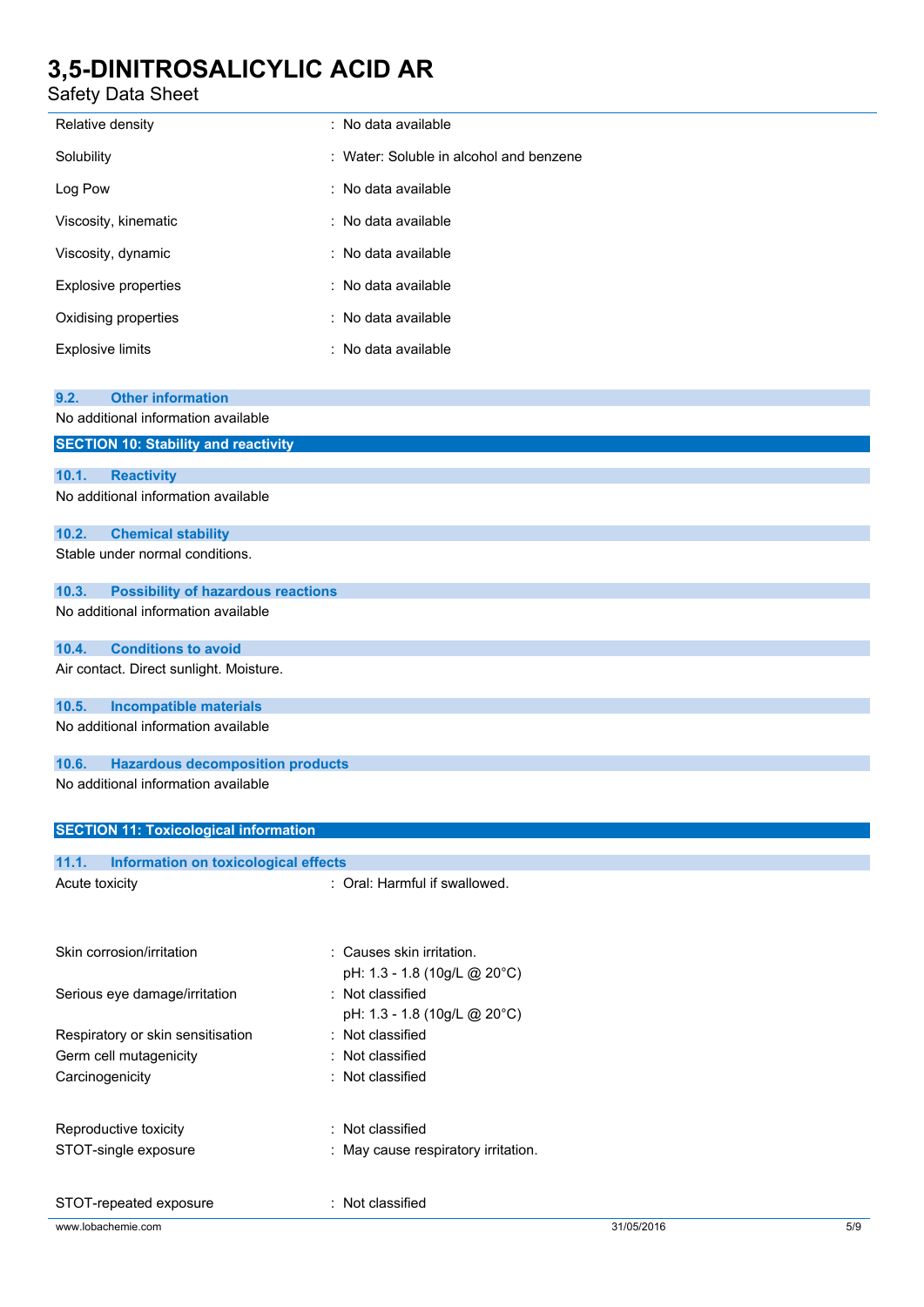| | |
|---|---|
| Relative density | : No data available |
| Solubility | : Water: Soluble in alcohol and benzene |
| Log Pow | : No data available |
| Viscosity, kinematic | : No data available |
| Viscosity, dynamic | : No data available |
| Explosive properties | : No data available |
| Oxidising properties | : No data available |
| Explosive limits | : No data available |

### 9.2. Other information

No additional information available

## SECTION 10: Stability and reactivity

### 10.1. Reactivity

No additional information available

### 10.2. Chemical stability

Stable under normal conditions.

### 10.3. Possibility of hazardous reactions

No additional information available

### 10.4. Conditions to avoid

Air contact. Direct sunlight. Moisture.

### 10.5. Incompatible materials

No additional information available

### 10.6. Hazardous decomposition products

No additional information available

## SECTION 11: Toxicological information

### 11.1. Information on toxicological effects

| | |
|---|---|
| Acute toxicity | : Oral: Harmful if swallowed. |
| Skin corrosion/irritation | : Causes skin irritation.<br>pH: 1.3 - 1.8 (10g/L @ 20°C) |
| Serious eye damage/irritation | : Not classified<br>pH: 1.3 - 1.8 (10g/L @ 20°C) |
| Respiratory or skin sensitisation | : Not classified |
| Germ cell mutagenicity | : Not classified |
| Carcinogenicity | : Not classified |
| Reproductive toxicity | : Not classified |
| STOT-single exposure | : May cause respiratory irritation. |
| STOT-repeated exposure | : Not classified |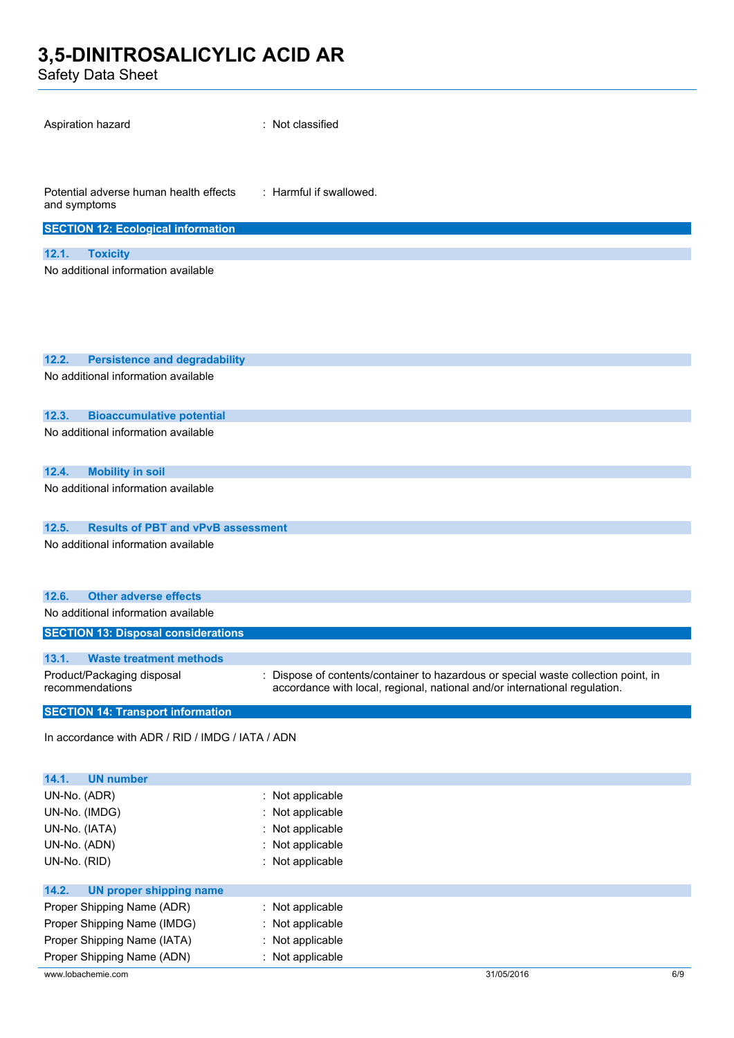| | |
|---|---|
| Aspiration hazard | : Not classified |
| Potential adverse human health effects and symptoms | : Harmful if swallowed. |

## SECTION 12: Ecological information

### 12.1. Toxicity

No additional information available

### 12.2. Persistence and degradability

No additional information available

### 12.3. Bioaccumulative potential

No additional information available

### 12.4. Mobility in soil

No additional information available

### 12.5. Results of PBT and vPvB assessment

No additional information available

### 12.6. Other adverse effects

No additional information available

## SECTION 13: Disposal considerations

### 13.1. Waste treatment methods

| | |
|---|---|
| Product/Packaging disposal recommendations | : Dispose of contents/container to hazardous or special waste collection point, in accordance with local, regional, national and/or international regulation. |

## SECTION 14: Transport information

In accordance with ADR / RID / IMDG / IATA / ADN

### 14.1. UN number

| | |
|---|---|
| UN-No. (ADR) | : Not applicable |
| UN-No. (IMDG) | : Not applicable |
| UN-No. (IATA) | : Not applicable |
| UN-No. (ADN) | : Not applicable |
| UN-No. (RID) | : Not applicable |

### 14.2. UN proper shipping name

| | |
|---|---|
| Proper Shipping Name (ADR) | : Not applicable |
| Proper Shipping Name (IMDG) | : Not applicable |
| Proper Shipping Name (IATA) | : Not applicable |
| Proper Shipping Name (ADN) | : Not applicable |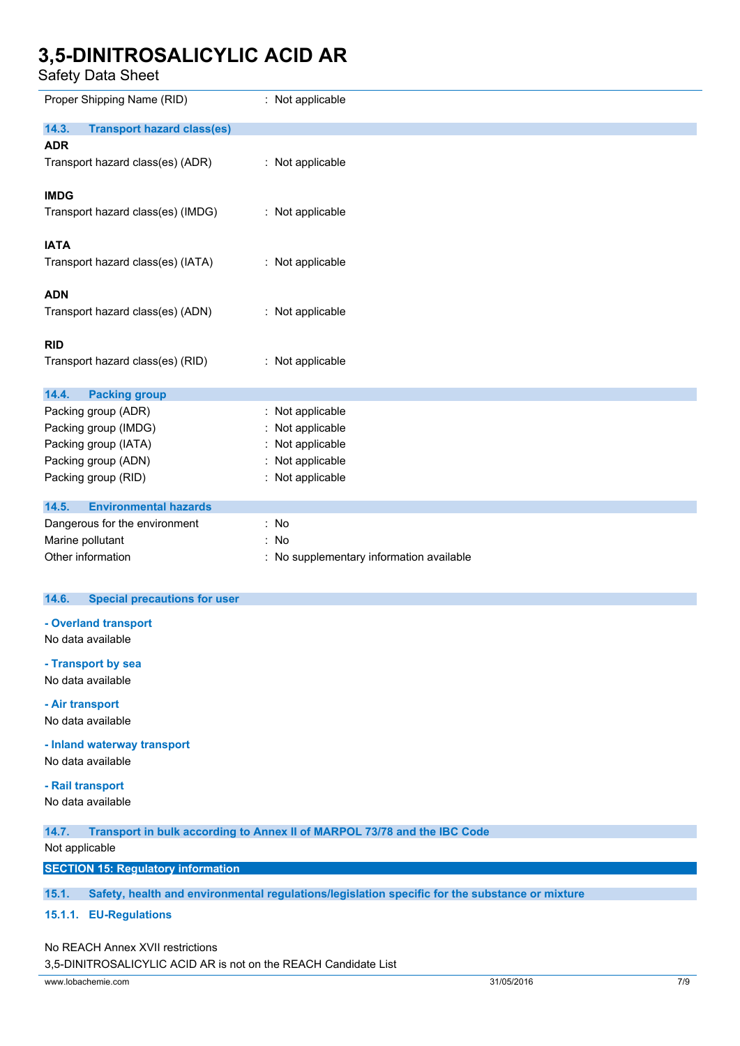Proper Shipping Name (RID) : Not applicable

### 14.3. Transport hazard class(es)

**ADR**

Transport hazard class(es) (ADR) : Not applicable

**IMDG**

Transport hazard class(es) (IMDG) : Not applicable

**IATA**

Transport hazard class(es) (IATA) : Not applicable

**ADN**

Transport hazard class(es) (ADN) : Not applicable

**RID**

Transport hazard class(es) (RID) : Not applicable

### 14.4. Packing group

Packing group (ADR) : Not applicable
Packing group (IMDG) : Not applicable
Packing group (IATA) : Not applicable
Packing group (ADN) : Not applicable
Packing group (RID) : Not applicable

### 14.5. Environmental hazards

Dangerous for the environment : No
Marine pollutant : No
Other information : No supplementary information available

### 14.6. Special precautions for user

**- Overland transport**

No data available

**- Transport by sea**

No data available

**- Air transport**

No data available

**- Inland waterway transport**

No data available

**- Rail transport**

No data available

### 14.7. Transport in bulk according to Annex II of MARPOL 73/78 and the IBC Code

Not applicable

## SECTION 15: Regulatory information

### 15.1. Safety, health and environmental regulations/legislation specific for the substance or mixture

#### 15.1.1. EU-Regulations

No REACH Annex XVII restrictions
3,5-DINITROSALICYLIC ACID AR is not on the REACH Candidate List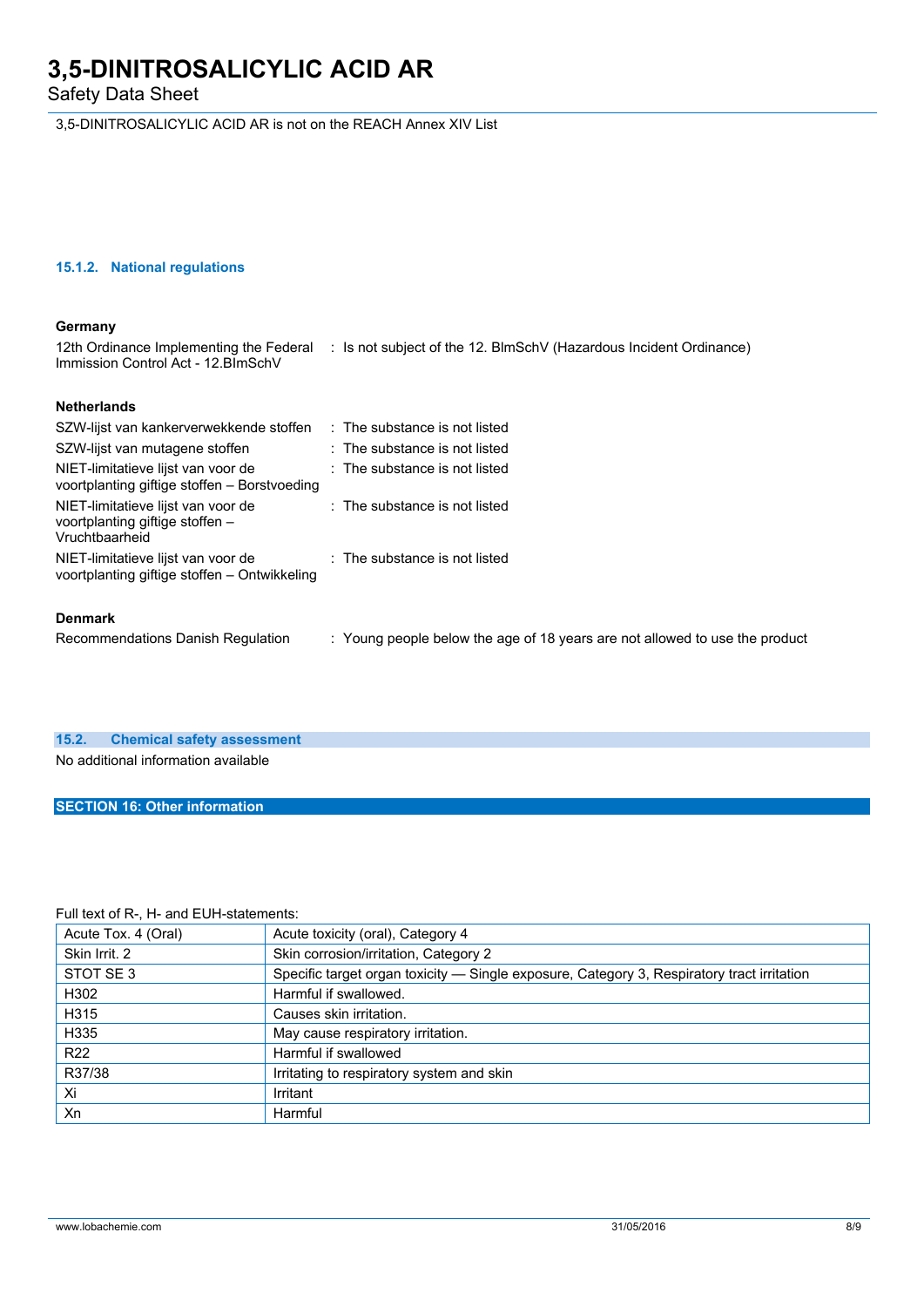3,5-DINITROSALICYLIC ACID AR is not on the REACH Annex XIV List

#### 15.1.2. National regulations

**Germany**

| | |
|---|---|
| 12th Ordinance Implementing the Federal Immission Control Act - 12.BImSchV | : Is not subject of the 12. BlmSchV (Hazardous Incident Ordinance) |

**Netherlands**

| | |
|---|---|
| SZW-lijst van kankerverwekkende stoffen | : The substance is not listed |
| SZW-lijst van mutagene stoffen | : The substance is not listed |
| NIET-limitatieve lijst van voor de voortplanting giftige stoffen – Borstvoeding | : The substance is not listed |
| NIET-limitatieve lijst van voor de voortplanting giftige stoffen – Vruchtbaarheid | : The substance is not listed |
| NIET-limitatieve lijst van voor de voortplanting giftige stoffen – Ontwikkeling | : The substance is not listed |

**Denmark**

| | |
|---|---|
| Recommendations Danish Regulation | : Young people below the age of 18 years are not allowed to use the product |

### 15.2. Chemical safety assessment

No additional information available

## SECTION 16: Other information

Full text of R-, H- and EUH-statements:

| | |
|---|---|
| Acute Tox. 4 (Oral) | Acute toxicity (oral), Category 4 |
| Skin Irrit. 2 | Skin corrosion/irritation, Category 2 |
| STOT SE 3 | Specific target organ toxicity — Single exposure, Category 3, Respiratory tract irritation |
| H302 | Harmful if swallowed. |
| H315 | Causes skin irritation. |
| H335 | May cause respiratory irritation. |
| R22 | Harmful if swallowed |
| R37/38 | Irritating to respiratory system and skin |
| Xi | Irritant |
| Xn | Harmful |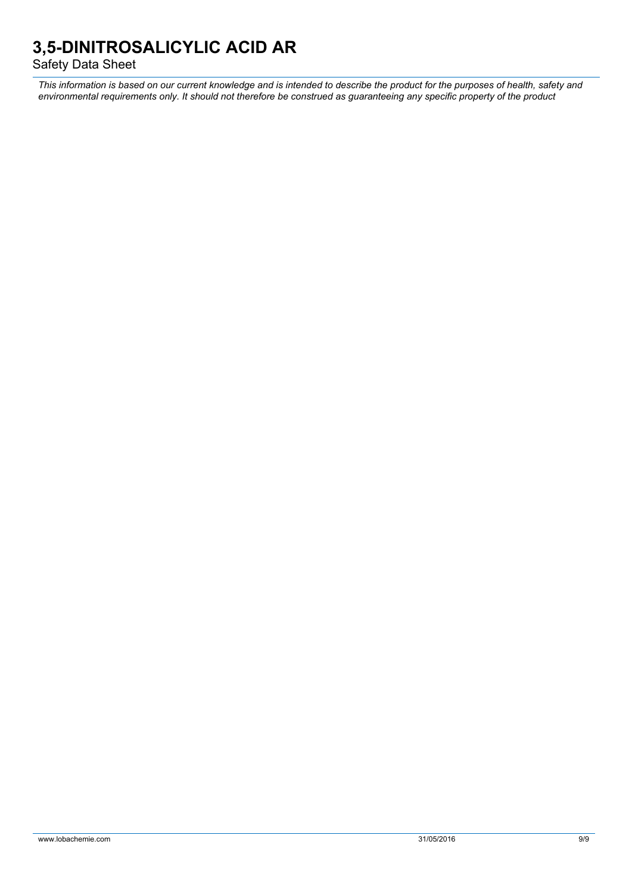*This information is based on our current knowledge and is intended to describe the product for the purposes of health, safety and environmental requirements only. It should not therefore be construed as guaranteeing any specific property of the product*